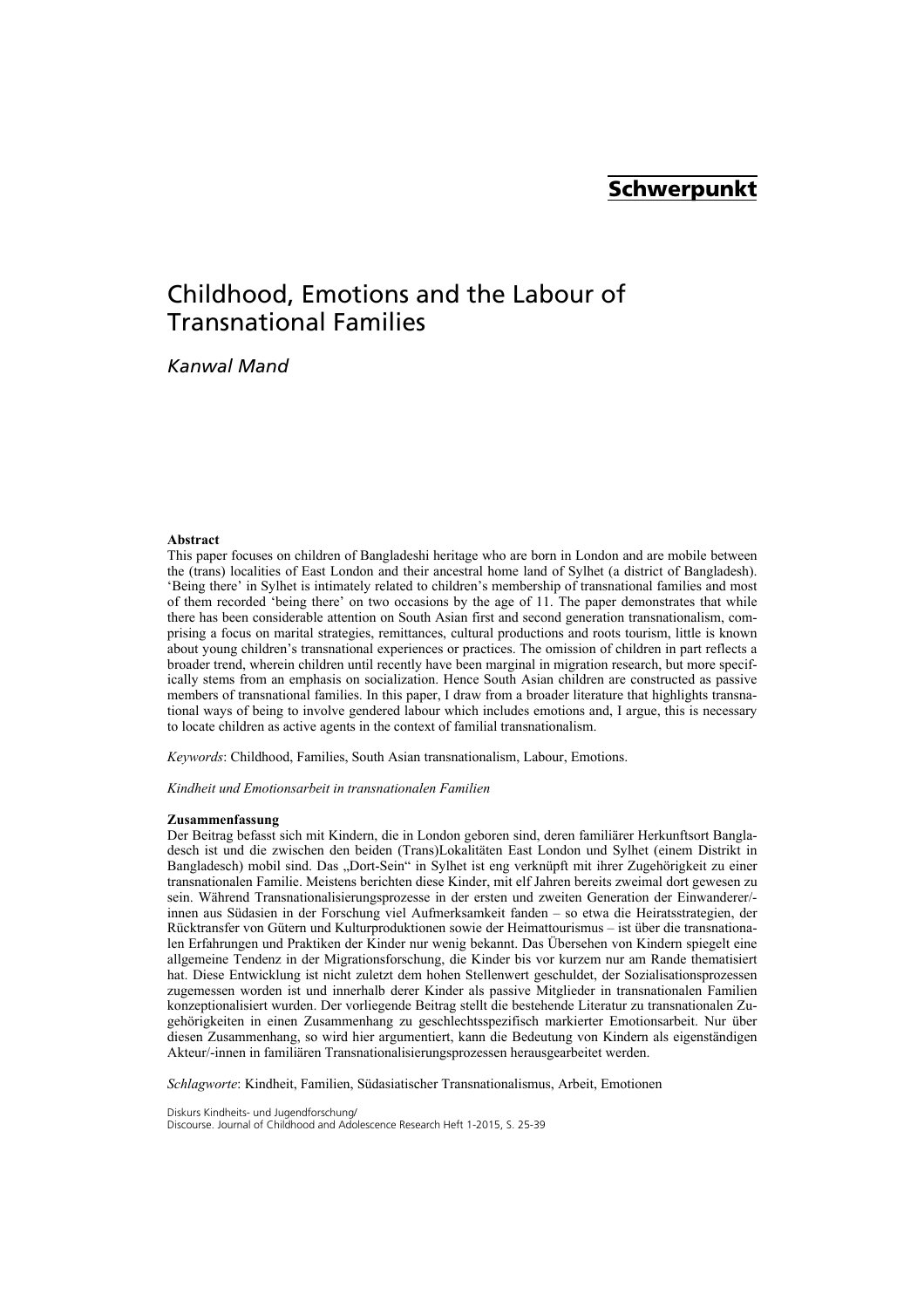**Schwerpunkt**

# Childhood, Emotions and the Labour of Transnational Families

*Kanwal Mand*

**Abstract**

This paper focuses on children of Bangladeshi heritage who are born in London and are mobile between the (trans) localities of East London and their ancestral home land of Sylhet (a district of Bangladesh). 'Being there' in Sylhet is intimately related to children's membership of transnational families and most of them recorded 'being there' on two occasions by the age of 11. The paper demonstrates that while there has been considerable attention on South Asian first and second generation transnationalism, comprising a focus on marital strategies, remittances, cultural productions and roots tourism, little is known about young children's transnational experiences or practices. The omission of children in part reflects a broader trend, wherein children until recently have been marginal in migration research, but more specifically stems from an emphasis on socialization. Hence South Asian children are constructed as passive members of transnational families. In this paper, I draw from a broader literature that highlights transnational ways of being to involve gendered labour which includes emotions and, I argue, this is necessary to locate children as active agents in the context of familial transnationalism.

*Keywords*: Childhood, Families, South Asian transnationalism, Labour, Emotions.

*Kindheit und Emotionsarbeit in transnationalen Familien*

**Zusammenfassung**

Der Beitrag befasst sich mit Kindern, die in London geboren sind, deren familiärer Herkunftsort Bangladesch ist und die zwischen den beiden (Trans)Lokalitäten East London und Sylhet (einem Distrikt in Bangladesch) mobil sind. Das „Dort-Sein" in Sylhet ist eng verknüpft mit ihrer Zugehörigkeit zu einer transnationalen Familie. Meistens berichten diese Kinder, mit elf Jahren bereits zweimal dort gewesen zu sein. Während Transnationalisierungsprozesse in der ersten und zweiten Generation der Einwanderer/-innen aus Südasien in der Forschung viel Aufmerksamkeit fanden – so etwa die Heiratsstrategien, der Rücktransfer von Gütern und Kulturproduktionen sowie der Heimattourismus – ist über die transnationalen Erfahrungen und Praktiken der Kinder nur wenig bekannt. Das Übersehen von Kindern spiegelt eine allgemeine Tendenz in der Migrationsforschung, die Kinder bis vor kurzem nur am Rande thematisiert hat. Diese Entwicklung ist nicht zuletzt dem hohen Stellenwert geschuldet, der Sozialisationsprozessen zugemessen worden ist und innerhalb derer Kinder als passive Mitglieder in transnationalen Familien konzeptionalisiert wurden. Der vorliegende Beitrag stellt die bestehende Literatur zu transnationalen Zugehörigkeiten in einen Zusammenhang zu geschlechtsspezifisch markierter Emotionsarbeit. Nur über diesen Zusammenhang, so wird hier argumentiert, kann die Bedeutung von Kindern als eigenständigen Akteur/-innen in familiären Transnationalisierungsprozessen herausgearbeitet werden.

*Schlagworte*: Kindheit, Familien, Südasiatischer Transnationalismus, Arbeit, Emotionen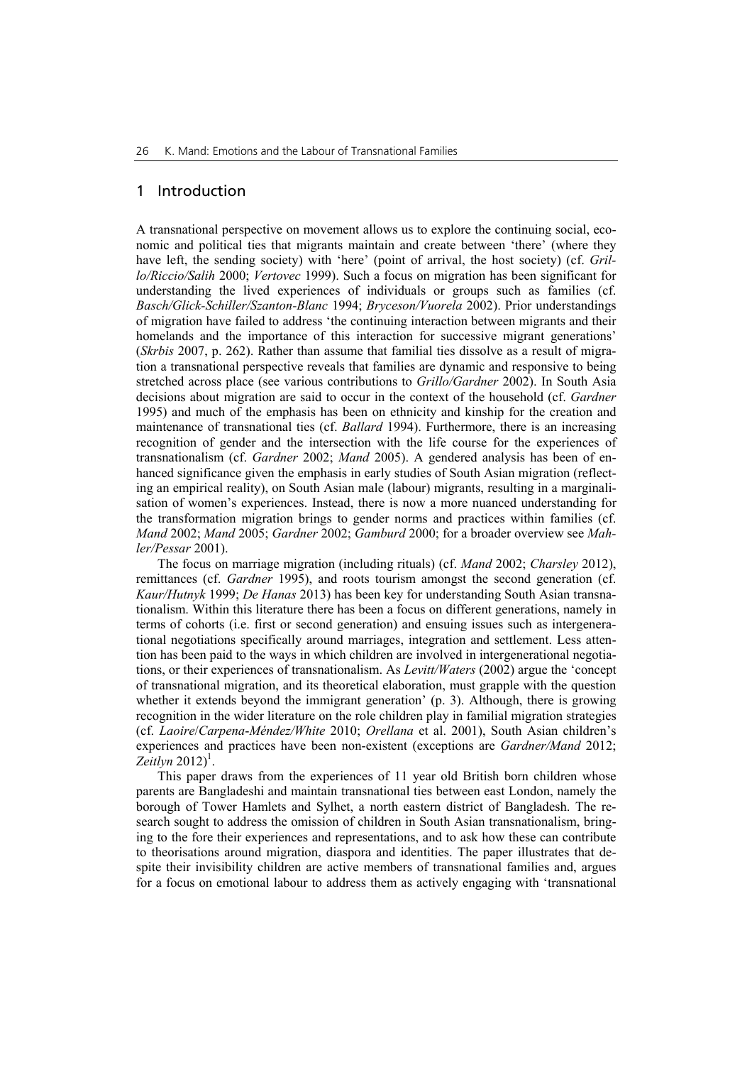## 1 Introduction

A transnational perspective on movement allows us to explore the continuing social, economic and political ties that migrants maintain and create between 'there' (where they have left, the sending society) with 'here' (point of arrival, the host society) (cf. *Grillo/Riccio/Salih* 2000; *Vertovec* 1999). Such a focus on migration has been significant for understanding the lived experiences of individuals or groups such as families (cf. *Basch/Glick-Schiller/Szanton-Blanc* 1994; *Bryceson/Vuorela* 2002). Prior understandings of migration have failed to address 'the continuing interaction between migrants and their homelands and the importance of this interaction for successive migrant generations' (*Skrbis* 2007, p. 262). Rather than assume that familial ties dissolve as a result of migration a transnational perspective reveals that families are dynamic and responsive to being stretched across place (see various contributions to *Grillo/Gardner* 2002). In South Asia decisions about migration are said to occur in the context of the household (cf. *Gardner* 1995) and much of the emphasis has been on ethnicity and kinship for the creation and maintenance of transnational ties (cf. *Ballard* 1994). Furthermore, there is an increasing recognition of gender and the intersection with the life course for the experiences of transnationalism (cf. *Gardner* 2002; *Mand* 2005). A gendered analysis has been of enhanced significance given the emphasis in early studies of South Asian migration (reflecting an empirical reality), on South Asian male (labour) migrants, resulting in a marginalisation of women's experiences. Instead, there is now a more nuanced understanding for the transformation migration brings to gender norms and practices within families (cf. *Mand* 2002; *Mand* 2005; *Gardner* 2002; *Gamburd* 2000; for a broader overview see *Mahler/Pessar* 2001).

The focus on marriage migration (including rituals) (cf. *Mand* 2002; *Charsley* 2012), remittances (cf. *Gardner* 1995), and roots tourism amongst the second generation (cf. *Kaur/Hutnyk* 1999; *De Hanas* 2013) has been key for understanding South Asian transnationalism. Within this literature there has been a focus on different generations, namely in terms of cohorts (i.e. first or second generation) and ensuing issues such as intergenerational negotiations specifically around marriages, integration and settlement. Less attention has been paid to the ways in which children are involved in intergenerational negotiations, or their experiences of transnationalism. As *Levitt/Waters* (2002) argue the 'concept of transnational migration, and its theoretical elaboration, must grapple with the question whether it extends beyond the immigrant generation' (p. 3). Although, there is growing recognition in the wider literature on the role children play in familial migration strategies (cf. *Laoire/Carpena-Méndez/White* 2010; *Orellana* et al. 2001), South Asian children's experiences and practices have been non-existent (exceptions are *Gardner/Mand* 2012; *Zeitlyn* 2012)[1].

This paper draws from the experiences of 11 year old British born children whose parents are Bangladeshi and maintain transnational ties between east London, namely the borough of Tower Hamlets and Sylhet, a north eastern district of Bangladesh. The research sought to address the omission of children in South Asian transnationalism, bringing to the fore their experiences and representations, and to ask how these can contribute to theorisations around migration, diaspora and identities. The paper illustrates that despite their invisibility children are active members of transnational families and, argues for a focus on emotional labour to address them as actively engaging with 'transnational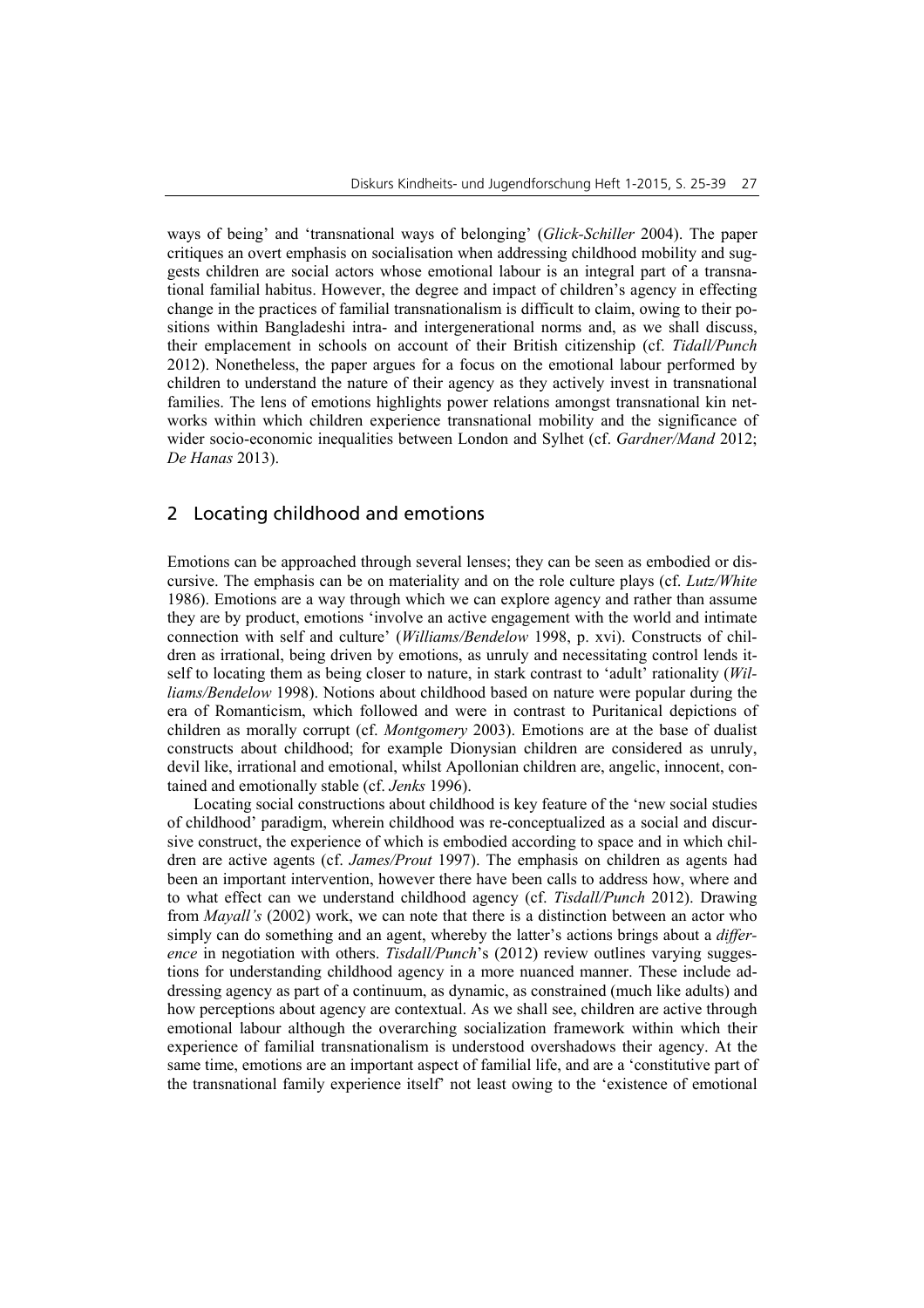ways of being' and 'transnational ways of belonging' (*Glick-Schiller* 2004). The paper critiques an overt emphasis on socialisation when addressing childhood mobility and suggests children are social actors whose emotional labour is an integral part of a transnational familial habitus. However, the degree and impact of children's agency in effecting change in the practices of familial transnationalism is difficult to claim, owing to their positions within Bangladeshi intra- and intergenerational norms and, as we shall discuss, their emplacement in schools on account of their British citizenship (cf. *Tidall/Punch* 2012). Nonetheless, the paper argues for a focus on the emotional labour performed by children to understand the nature of their agency as they actively invest in transnational families. The lens of emotions highlights power relations amongst transnational kin networks within which children experience transnational mobility and the significance of wider socio-economic inequalities between London and Sylhet (cf. *Gardner/Mand* 2012; *De Hanas* 2013).

## 2 Locating childhood and emotions

Emotions can be approached through several lenses; they can be seen as embodied or discursive. The emphasis can be on materiality and on the role culture plays (cf. *Lutz/White* 1986). Emotions are a way through which we can explore agency and rather than assume they are by product, emotions 'involve an active engagement with the world and intimate connection with self and culture' (*Williams/Bendelow* 1998, p. xvi). Constructs of children as irrational, being driven by emotions, as unruly and necessitating control lends itself to locating them as being closer to nature, in stark contrast to 'adult' rationality (*Williams/Bendelow* 1998). Notions about childhood based on nature were popular during the era of Romanticism, which followed and were in contrast to Puritanical depictions of children as morally corrupt (cf. *Montgomery* 2003). Emotions are at the base of dualist constructs about childhood; for example Dionysian children are considered as unruly, devil like, irrational and emotional, whilst Apollonian children are, angelic, innocent, contained and emotionally stable (cf. *Jenks* 1996).

Locating social constructions about childhood is key feature of the 'new social studies of childhood' paradigm, wherein childhood was re-conceptualized as a social and discursive construct, the experience of which is embodied according to space and in which children are active agents (cf. *James/Prout* 1997). The emphasis on children as agents had been an important intervention, however there have been calls to address how, where and to what effect can we understand childhood agency (cf. *Tisdall/Punch* 2012). Drawing from *Mayall's* (2002) work, we can note that there is a distinction between an actor who simply can do something and an agent, whereby the latter's actions brings about a *difference* in negotiation with others. *Tisdall/Punch*'s (2012) review outlines varying suggestions for understanding childhood agency in a more nuanced manner. These include addressing agency as part of a continuum, as dynamic, as constrained (much like adults) and how perceptions about agency are contextual. As we shall see, children are active through emotional labour although the overarching socialization framework within which their experience of familial transnationalism is understood overshadows their agency. At the same time, emotions are an important aspect of familial life, and are a 'constitutive part of the transnational family experience itself' not least owing to the 'existence of emotional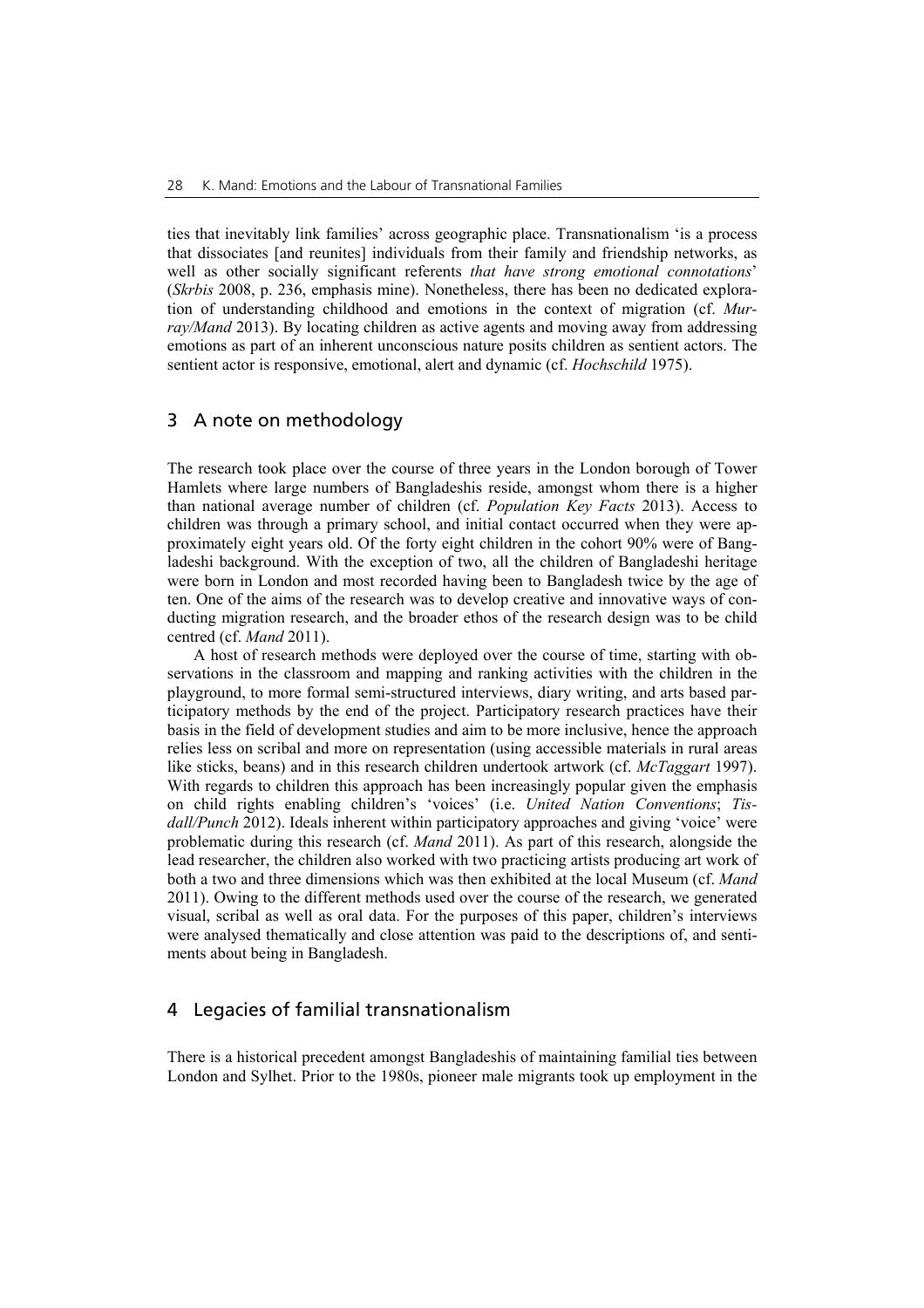ties that inevitably link families' across geographic place. Transnationalism 'is a process that dissociates [and reunites] individuals from their family and friendship networks, as well as other socially significant referents *that have strong emotional connotations*' (*Skrbis* 2008, p. 236, emphasis mine). Nonetheless, there has been no dedicated exploration of understanding childhood and emotions in the context of migration (cf. *Murray/Mand* 2013). By locating children as active agents and moving away from addressing emotions as part of an inherent unconscious nature posits children as sentient actors. The sentient actor is responsive, emotional, alert and dynamic (cf. *Hochschild* 1975).

## 3 A note on methodology

The research took place over the course of three years in the London borough of Tower Hamlets where large numbers of Bangladeshis reside, amongst whom there is a higher than national average number of children (cf. *Population Key Facts* 2013). Access to children was through a primary school, and initial contact occurred when they were approximately eight years old. Of the forty eight children in the cohort 90% were of Bangladeshi background. With the exception of two, all the children of Bangladeshi heritage were born in London and most recorded having been to Bangladesh twice by the age of ten. One of the aims of the research was to develop creative and innovative ways of conducting migration research, and the broader ethos of the research design was to be child centred (cf. *Mand* 2011).

A host of research methods were deployed over the course of time, starting with observations in the classroom and mapping and ranking activities with the children in the playground, to more formal semi-structured interviews, diary writing, and arts based participatory methods by the end of the project. Participatory research practices have their basis in the field of development studies and aim to be more inclusive, hence the approach relies less on scribal and more on representation (using accessible materials in rural areas like sticks, beans) and in this research children undertook artwork (cf. *McTaggart* 1997). With regards to children this approach has been increasingly popular given the emphasis on child rights enabling children's 'voices' (i.e. *United Nation Conventions*; *Tisdall/Punch* 2012). Ideals inherent within participatory approaches and giving 'voice' were problematic during this research (cf. *Mand* 2011). As part of this research, alongside the lead researcher, the children also worked with two practicing artists producing art work of both a two and three dimensions which was then exhibited at the local Museum (cf. *Mand* 2011). Owing to the different methods used over the course of the research, we generated visual, scribal as well as oral data. For the purposes of this paper, children's interviews were analysed thematically and close attention was paid to the descriptions of, and sentiments about being in Bangladesh.

## 4 Legacies of familial transnationalism

There is a historical precedent amongst Bangladeshis of maintaining familial ties between London and Sylhet. Prior to the 1980s, pioneer male migrants took up employment in the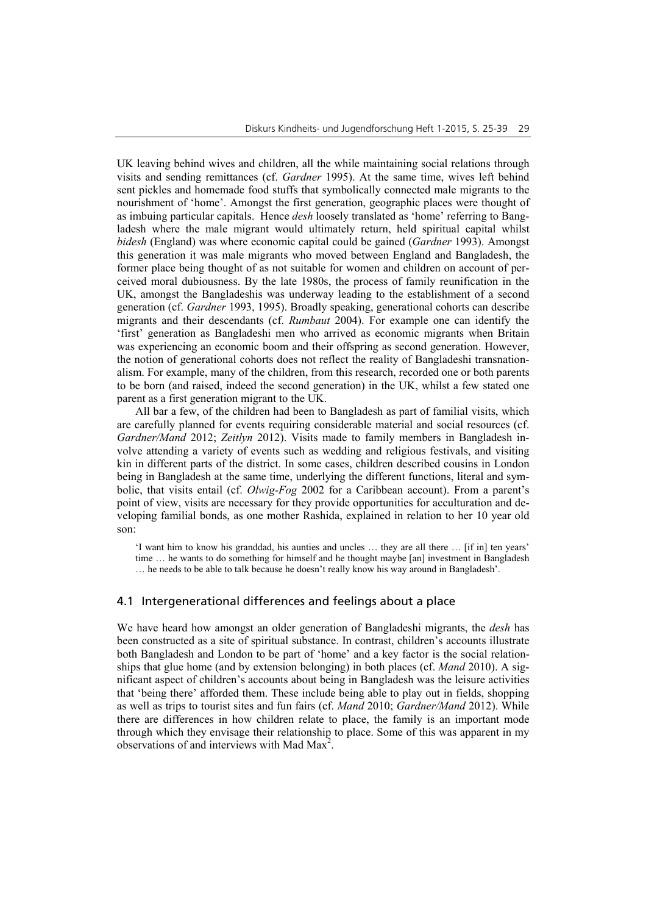UK leaving behind wives and children, all the while maintaining social relations through visits and sending remittances (cf. *Gardner* 1995). At the same time, wives left behind sent pickles and homemade food stuffs that symbolically connected male migrants to the nourishment of 'home'. Amongst the first generation, geographic places were thought of as imbuing particular capitals. Hence *desh* loosely translated as 'home' referring to Bangladesh where the male migrant would ultimately return, held spiritual capital whilst *bidesh* (England) was where economic capital could be gained (*Gardner* 1993). Amongst this generation it was male migrants who moved between England and Bangladesh, the former place being thought of as not suitable for women and children on account of perceived moral dubiousness. By the late 1980s, the process of family reunification in the UK, amongst the Bangladeshis was underway leading to the establishment of a second generation (cf. *Gardner* 1993, 1995). Broadly speaking, generational cohorts can describe migrants and their descendants (cf. *Rumbaut* 2004). For example one can identify the 'first' generation as Bangladeshi men who arrived as economic migrants when Britain was experiencing an economic boom and their offspring as second generation. However, the notion of generational cohorts does not reflect the reality of Bangladeshi transnationalism. For example, many of the children, from this research, recorded one or both parents to be born (and raised, indeed the second generation) in the UK, whilst a few stated one parent as a first generation migrant to the UK.

All bar a few, of the children had been to Bangladesh as part of familial visits, which are carefully planned for events requiring considerable material and social resources (cf. *Gardner/Mand* 2012; *Zeitlyn* 2012). Visits made to family members in Bangladesh involve attending a variety of events such as wedding and religious festivals, and visiting kin in different parts of the district. In some cases, children described cousins in London being in Bangladesh at the same time, underlying the different functions, literal and symbolic, that visits entail (cf. *Olwig-Fog* 2002 for a Caribbean account). From a parent's point of view, visits are necessary for they provide opportunities for acculturation and developing familial bonds, as one mother Rashida, explained in relation to her 10 year old son:

> 'I want him to know his granddad, his aunties and uncles … they are all there … [if in] ten years' time … he wants to do something for himself and he thought maybe [an] investment in Bangladesh … he needs to be able to talk because he doesn't really know his way around in Bangladesh'.

## 4.1 Intergenerational differences and feelings about a place

We have heard how amongst an older generation of Bangladeshi migrants, the *desh* has been constructed as a site of spiritual substance. In contrast, children's accounts illustrate both Bangladesh and London to be part of 'home' and a key factor is the social relationships that glue home (and by extension belonging) in both places (cf. *Mand* 2010). A significant aspect of children's accounts about being in Bangladesh was the leisure activities that 'being there' afforded them. These include being able to play out in fields, shopping as well as trips to tourist sites and fun fairs (cf. *Mand* 2010; *Gardner/Mand* 2012). While there are differences in how children relate to place, the family is an important mode through which they envisage their relationship to place. Some of this was apparent in my observations of and interviews with Mad Max[2].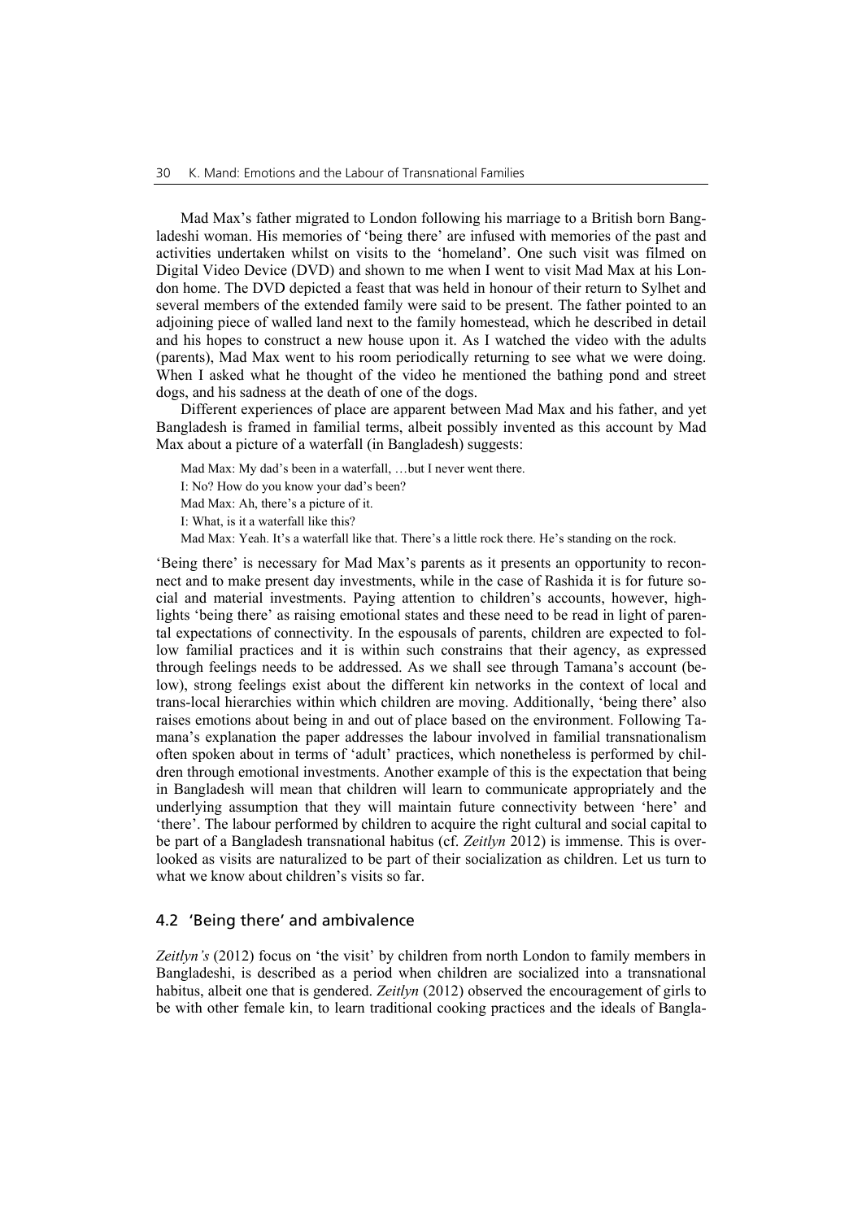Mad Max's father migrated to London following his marriage to a British born Bangladeshi woman. His memories of 'being there' are infused with memories of the past and activities undertaken whilst on visits to the 'homeland'. One such visit was filmed on Digital Video Device (DVD) and shown to me when I went to visit Mad Max at his London home. The DVD depicted a feast that was held in honour of their return to Sylhet and several members of the extended family were said to be present. The father pointed to an adjoining piece of walled land next to the family homestead, which he described in detail and his hopes to construct a new house upon it. As I watched the video with the adults (parents), Mad Max went to his room periodically returning to see what we were doing. When I asked what he thought of the video he mentioned the bathing pond and street dogs, and his sadness at the death of one of the dogs.

Different experiences of place are apparent between Mad Max and his father, and yet Bangladesh is framed in familial terms, albeit possibly invented as this account by Mad Max about a picture of a waterfall (in Bangladesh) suggests:

> Mad Max: My dad's been in a waterfall, …but I never went there.
>
> I: No? How do you know your dad's been?
>
> Mad Max: Ah, there's a picture of it.
>
> I: What, is it a waterfall like this?
>
> Mad Max: Yeah. It's a waterfall like that. There's a little rock there. He's standing on the rock.

'Being there' is necessary for Mad Max's parents as it presents an opportunity to reconnect and to make present day investments, while in the case of Rashida it is for future social and material investments. Paying attention to children's accounts, however, highlights 'being there' as raising emotional states and these need to be read in light of parental expectations of connectivity. In the espousals of parents, children are expected to follow familial practices and it is within such constrains that their agency, as expressed through feelings needs to be addressed. As we shall see through Tamana's account (below), strong feelings exist about the different kin networks in the context of local and trans-local hierarchies within which children are moving. Additionally, 'being there' also raises emotions about being in and out of place based on the environment. Following Tamana's explanation the paper addresses the labour involved in familial transnationalism often spoken about in terms of 'adult' practices, which nonetheless is performed by children through emotional investments. Another example of this is the expectation that being in Bangladesh will mean that children will learn to communicate appropriately and the underlying assumption that they will maintain future connectivity between 'here' and 'there'. The labour performed by children to acquire the right cultural and social capital to be part of a Bangladesh transnational habitus (cf. *Zeitlyn* 2012) is immense. This is overlooked as visits are naturalized to be part of their socialization as children. Let us turn to what we know about children's visits so far.

### 4.2 'Being there' and ambivalence

*Zeitlyn's* (2012) focus on 'the visit' by children from north London to family members in Bangladeshi, is described as a period when children are socialized into a transnational habitus, albeit one that is gendered. *Zeitlyn* (2012) observed the encouragement of girls to be with other female kin, to learn traditional cooking practices and the ideals of Bangla-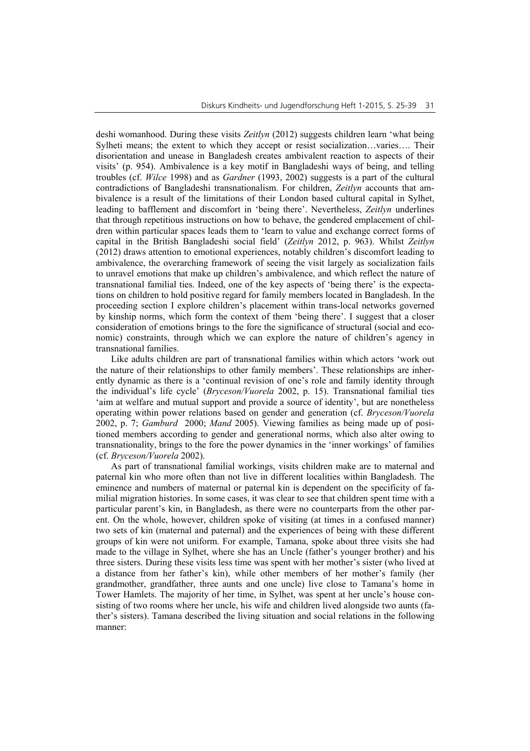deshi womanhood. During these visits *Zeitlyn* (2012) suggests children learn 'what being Sylheti means; the extent to which they accept or resist socialization…varies…. Their disorientation and unease in Bangladesh creates ambivalent reaction to aspects of their visits' (p. 954). Ambivalence is a key motif in Bangladeshi ways of being, and telling troubles (cf. *Wilce* 1998) and as *Gardner* (1993, 2002) suggests is a part of the cultural contradictions of Bangladeshi transnationalism. For children, *Zeitlyn* accounts that ambivalence is a result of the limitations of their London based cultural capital in Sylhet, leading to bafflement and discomfort in 'being there'. Nevertheless, *Zeitlyn* underlines that through repetitious instructions on how to behave, the gendered emplacement of children within particular spaces leads them to 'learn to value and exchange correct forms of capital in the British Bangladeshi social field' (*Zeitlyn* 2012, p. 963). Whilst *Zeitlyn* (2012) draws attention to emotional experiences, notably children's discomfort leading to ambivalence, the overarching framework of seeing the visit largely as socialization fails to unravel emotions that make up children's ambivalence, and which reflect the nature of transnational familial ties. Indeed, one of the key aspects of 'being there' is the expectations on children to hold positive regard for family members located in Bangladesh. In the proceeding section I explore children's placement within trans-local networks governed by kinship norms, which form the context of them 'being there'. I suggest that a closer consideration of emotions brings to the fore the significance of structural (social and economic) constraints, through which we can explore the nature of children's agency in transnational families.

Like adults children are part of transnational families within which actors 'work out the nature of their relationships to other family members'. These relationships are inherently dynamic as there is a 'continual revision of one's role and family identity through the individual's life cycle' (*Bryceson/Vuorela* 2002, p. 15). Transnational familial ties 'aim at welfare and mutual support and provide a source of identity', but are nonetheless operating within power relations based on gender and generation (cf. *Bryceson/Vuorela* 2002, p. 7; *Gamburd* 2000; *Mand* 2005). Viewing families as being made up of positioned members according to gender and generational norms, which also alter owing to transnationality, brings to the fore the power dynamics in the 'inner workings' of families (cf. *Bryceson/Vuorela* 2002).

As part of transnational familial workings, visits children make are to maternal and paternal kin who more often than not live in different localities within Bangladesh. The eminence and numbers of maternal or paternal kin is dependent on the specificity of familial migration histories. In some cases, it was clear to see that children spent time with a particular parent's kin, in Bangladesh, as there were no counterparts from the other parent. On the whole, however, children spoke of visiting (at times in a confused manner) two sets of kin (maternal and paternal) and the experiences of being with these different groups of kin were not uniform. For example, Tamana, spoke about three visits she had made to the village in Sylhet, where she has an Uncle (father's younger brother) and his three sisters. During these visits less time was spent with her mother's sister (who lived at a distance from her father's kin), while other members of her mother's family (her grandmother, grandfather, three aunts and one uncle) live close to Tamana's home in Tower Hamlets. The majority of her time, in Sylhet, was spent at her uncle's house consisting of two rooms where her uncle, his wife and children lived alongside two aunts (father's sisters). Tamana described the living situation and social relations in the following manner: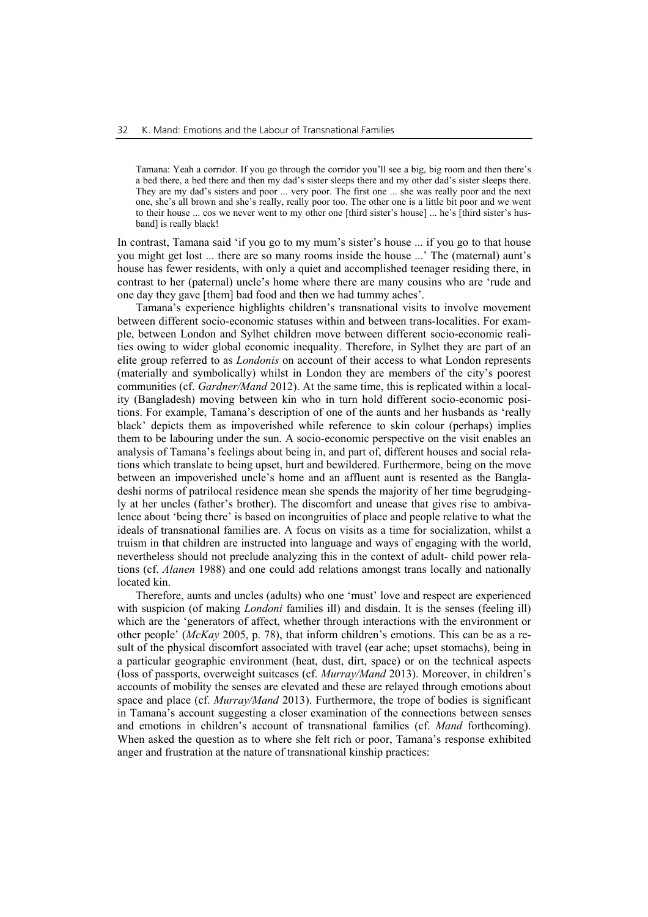> Tamana: Yeah a corridor. If you go through the corridor you'll see a big, big room and then there's a bed there, a bed there and then my dad's sister sleeps there and my other dad's sister sleeps there. They are my dad's sisters and poor ... very poor. The first one ... she was really poor and the next one, she's all brown and she's really, really poor too. The other one is a little bit poor and we went to their house ... cos we never went to my other one [third sister's house] ... he's [third sister's husband] is really black!

In contrast, Tamana said 'if you go to my mum's sister's house ... if you go to that house you might get lost ... there are so many rooms inside the house ...' The (maternal) aunt's house has fewer residents, with only a quiet and accomplished teenager residing there, in contrast to her (paternal) uncle's home where there are many cousins who are 'rude and one day they gave [them] bad food and then we had tummy aches'.

Tamana's experience highlights children's transnational visits to involve movement between different socio-economic statuses within and between trans-localities. For example, between London and Sylhet children move between different socio-economic realities owing to wider global economic inequality. Therefore, in Sylhet they are part of an elite group referred to as *Londonis* on account of their access to what London represents (materially and symbolically) whilst in London they are members of the city's poorest communities (cf. *Gardner/Mand* 2012). At the same time, this is replicated within a locality (Bangladesh) moving between kin who in turn hold different socio-economic positions. For example, Tamana's description of one of the aunts and her husbands as 'really black' depicts them as impoverished while reference to skin colour (perhaps) implies them to be labouring under the sun. A socio-economic perspective on the visit enables an analysis of Tamana's feelings about being in, and part of, different houses and social relations which translate to being upset, hurt and bewildered. Furthermore, being on the move between an impoverished uncle's home and an affluent aunt is resented as the Bangladeshi norms of patrilocal residence mean she spends the majority of her time begrudgingly at her uncles (father's brother). The discomfort and unease that gives rise to ambivalence about 'being there' is based on incongruities of place and people relative to what the ideals of transnational families are. A focus on visits as a time for socialization, whilst a truism in that children are instructed into language and ways of engaging with the world, nevertheless should not preclude analyzing this in the context of adult- child power relations (cf. *Alanen* 1988) and one could add relations amongst trans locally and nationally located kin.

Therefore, aunts and uncles (adults) who one 'must' love and respect are experienced with suspicion (of making *Londoni* families ill) and disdain. It is the senses (feeling ill) which are the 'generators of affect, whether through interactions with the environment or other people' (*McKay* 2005, p. 78), that inform children's emotions. This can be as a result of the physical discomfort associated with travel (ear ache; upset stomachs), being in a particular geographic environment (heat, dust, dirt, space) or on the technical aspects (loss of passports, overweight suitcases (cf. *Murray/Mand* 2013). Moreover, in children's accounts of mobility the senses are elevated and these are relayed through emotions about space and place (cf. *Murray/Mand* 2013). Furthermore, the trope of bodies is significant in Tamana's account suggesting a closer examination of the connections between senses and emotions in children's account of transnational families (cf. *Mand* forthcoming). When asked the question as to where she felt rich or poor, Tamana's response exhibited anger and frustration at the nature of transnational kinship practices: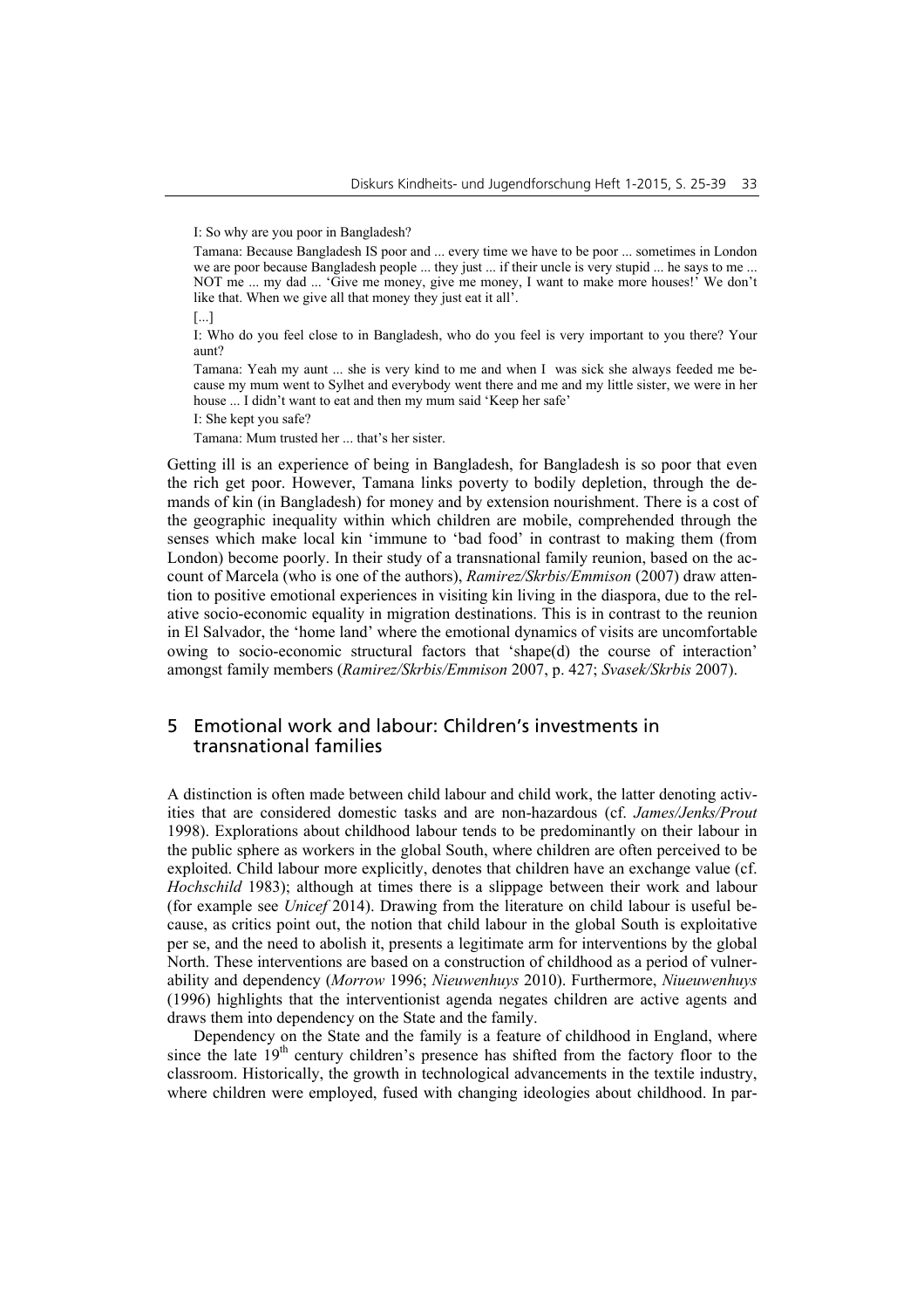I: So why are you poor in Bangladesh?

Tamana: Because Bangladesh IS poor and ... every time we have to be poor ... sometimes in London we are poor because Bangladesh people ... they just ... if their uncle is very stupid ... he says to me ... NOT me ... my dad ... 'Give me money, give me money, I want to make more houses!' We don't like that. When we give all that money they just eat it all'.

[...]

I: Who do you feel close to in Bangladesh, who do you feel is very important to you there? Your aunt?

Tamana: Yeah my aunt ... she is very kind to me and when I was sick she always feeded me because my mum went to Sylhet and everybody went there and me and my little sister, we were in her house ... I didn't want to eat and then my mum said 'Keep her safe'

I: She kept you safe?

Tamana: Mum trusted her ... that's her sister.

Getting ill is an experience of being in Bangladesh, for Bangladesh is so poor that even the rich get poor. However, Tamana links poverty to bodily depletion, through the demands of kin (in Bangladesh) for money and by extension nourishment. There is a cost of the geographic inequality within which children are mobile, comprehended through the senses which make local kin 'immune to 'bad food' in contrast to making them (from London) become poorly. In their study of a transnational family reunion, based on the account of Marcela (who is one of the authors), *Ramirez/Skrbis/Emmison* (2007) draw attention to positive emotional experiences in visiting kin living in the diaspora, due to the relative socio-economic equality in migration destinations. This is in contrast to the reunion in El Salvador, the 'home land' where the emotional dynamics of visits are uncomfortable owing to socio-economic structural factors that 'shape(d) the course of interaction' amongst family members (*Ramirez/Skrbis/Emmison* 2007, p. 427; *Svasek/Skrbis* 2007).

## 5 Emotional work and labour: Children's investments in transnational families

A distinction is often made between child labour and child work, the latter denoting activities that are considered domestic tasks and are non-hazardous (cf. *James/Jenks/Prout* 1998). Explorations about childhood labour tends to be predominantly on their labour in the public sphere as workers in the global South, where children are often perceived to be exploited. Child labour more explicitly, denotes that children have an exchange value (cf. *Hochschild* 1983); although at times there is a slippage between their work and labour (for example see *Unicef* 2014). Drawing from the literature on child labour is useful because, as critics point out, the notion that child labour in the global South is exploitative per se, and the need to abolish it, presents a legitimate arm for interventions by the global North. These interventions are based on a construction of childhood as a period of vulnerability and dependency (*Morrow* 1996; *Nieuwenhuys* 2010). Furthermore, *Niueuwenhuys* (1996) highlights that the interventionist agenda negates children are active agents and draws them into dependency on the State and the family.

Dependency on the State and the family is a feature of childhood in England, where since the late 19th century children's presence has shifted from the factory floor to the classroom. Historically, the growth in technological advancements in the textile industry, where children were employed, fused with changing ideologies about childhood. In par-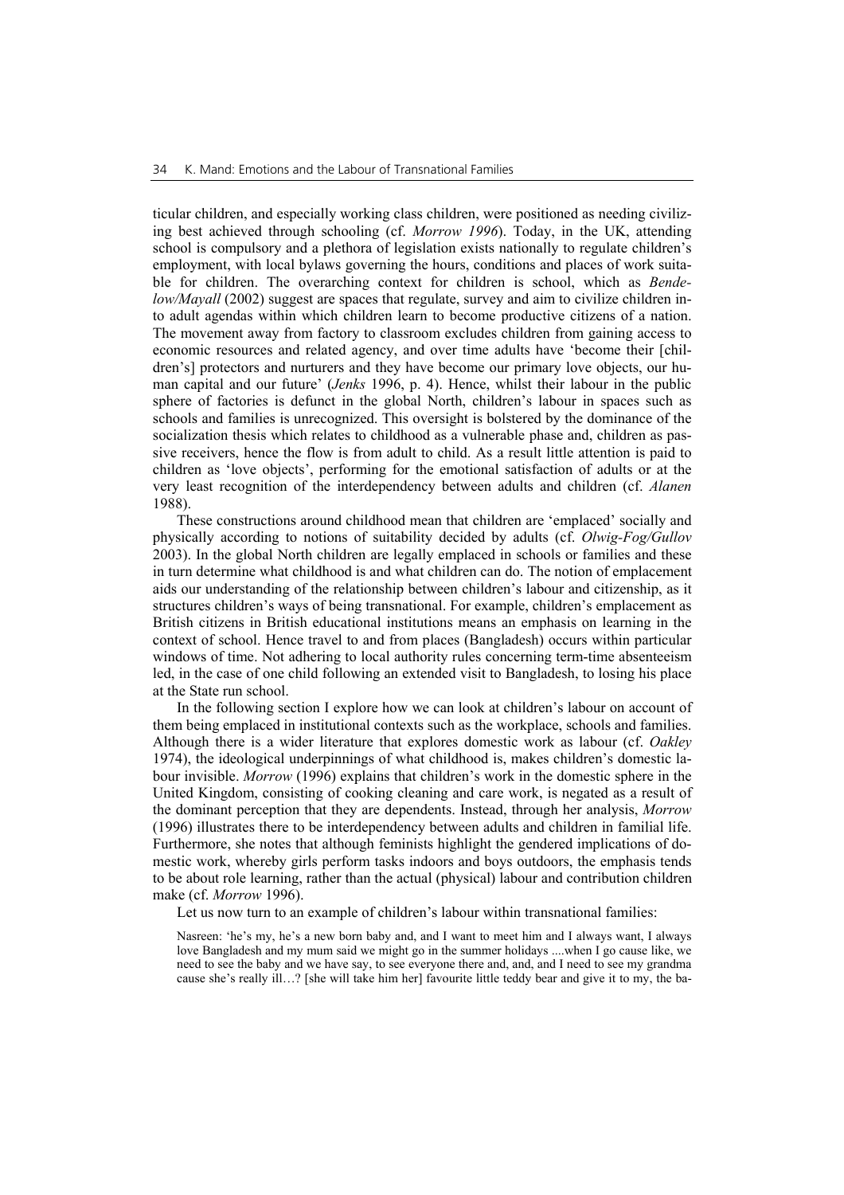ticular children, and especially working class children, were positioned as needing civilizing best achieved through schooling (cf. *Morrow 1996*). Today, in the UK, attending school is compulsory and a plethora of legislation exists nationally to regulate children's employment, with local bylaws governing the hours, conditions and places of work suitable for children. The overarching context for children is school, which as *Bendelow/Mayall* (2002) suggest are spaces that regulate, survey and aim to civilize children into adult agendas within which children learn to become productive citizens of a nation. The movement away from factory to classroom excludes children from gaining access to economic resources and related agency, and over time adults have 'become their [children's] protectors and nurturers and they have become our primary love objects, our human capital and our future' (*Jenks* 1996, p. 4). Hence, whilst their labour in the public sphere of factories is defunct in the global North, children's labour in spaces such as schools and families is unrecognized. This oversight is bolstered by the dominance of the socialization thesis which relates to childhood as a vulnerable phase and, children as passive receivers, hence the flow is from adult to child. As a result little attention is paid to children as 'love objects', performing for the emotional satisfaction of adults or at the very least recognition of the interdependency between adults and children (cf. *Alanen* 1988).

These constructions around childhood mean that children are 'emplaced' socially and physically according to notions of suitability decided by adults (cf. *Olwig-Fog/Gullov* 2003). In the global North children are legally emplaced in schools or families and these in turn determine what childhood is and what children can do. The notion of emplacement aids our understanding of the relationship between children's labour and citizenship, as it structures children's ways of being transnational. For example, children's emplacement as British citizens in British educational institutions means an emphasis on learning in the context of school. Hence travel to and from places (Bangladesh) occurs within particular windows of time. Not adhering to local authority rules concerning term-time absenteeism led, in the case of one child following an extended visit to Bangladesh, to losing his place at the State run school.

In the following section I explore how we can look at children's labour on account of them being emplaced in institutional contexts such as the workplace, schools and families. Although there is a wider literature that explores domestic work as labour (cf. *Oakley* 1974), the ideological underpinnings of what childhood is, makes children's domestic labour invisible. *Morrow* (1996) explains that children's work in the domestic sphere in the United Kingdom, consisting of cooking cleaning and care work, is negated as a result of the dominant perception that they are dependents. Instead, through her analysis, *Morrow* (1996) illustrates there to be interdependency between adults and children in familial life. Furthermore, she notes that although feminists highlight the gendered implications of domestic work, whereby girls perform tasks indoors and boys outdoors, the emphasis tends to be about role learning, rather than the actual (physical) labour and contribution children make (cf. *Morrow* 1996).

Let us now turn to an example of children's labour within transnational families:

> Nasreen: 'he's my, he's a new born baby and, and I want to meet him and I always want, I always love Bangladesh and my mum said we might go in the summer holidays ....when I go cause like, we need to see the baby and we have say, to see everyone there and, and, and I need to see my grandma cause she's really ill…? [she will take him her] favourite little teddy bear and give it to my, the ba-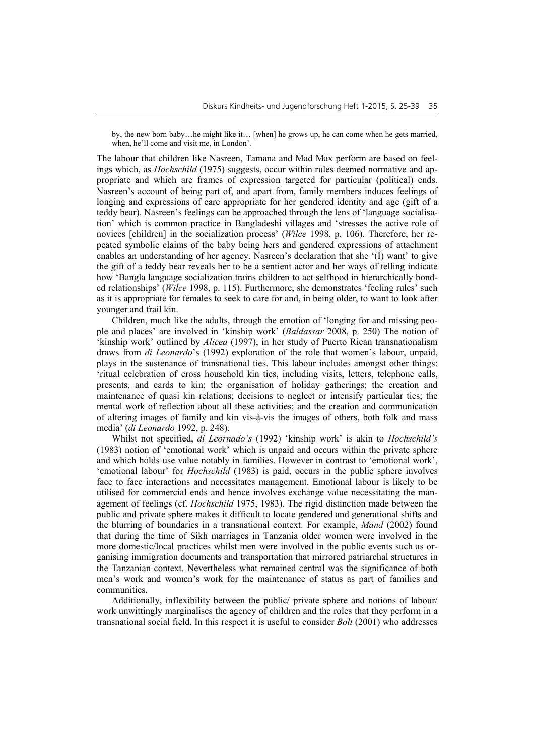by, the new born baby…he might like it… [when] he grows up, he can come when he gets married, when, he'll come and visit me, in London'.

The labour that children like Nasreen, Tamana and Mad Max perform are based on feelings which, as *Hochschild* (1975) suggests, occur within rules deemed normative and appropriate and which are frames of expression targeted for particular (political) ends. Nasreen's account of being part of, and apart from, family members induces feelings of longing and expressions of care appropriate for her gendered identity and age (gift of a teddy bear). Nasreen's feelings can be approached through the lens of 'language socialisation' which is common practice in Bangladeshi villages and 'stresses the active role of novices [children] in the socialization process' (*Wilce* 1998, p. 106). Therefore, her repeated symbolic claims of the baby being hers and gendered expressions of attachment enables an understanding of her agency. Nasreen's declaration that she '(I) want' to give the gift of a teddy bear reveals her to be a sentient actor and her ways of telling indicate how 'Bangla language socialization trains children to act selfhood in hierarchically bonded relationships' (*Wilce* 1998, p. 115). Furthermore, she demonstrates 'feeling rules' such as it is appropriate for females to seek to care for and, in being older, to want to look after younger and frail kin.

Children, much like the adults, through the emotion of 'longing for and missing people and places' are involved in 'kinship work' (*Baldassar* 2008, p. 250) The notion of 'kinship work' outlined by *Alicea* (1997), in her study of Puerto Rican transnationalism draws from *di Leonardo*'s (1992) exploration of the role that women's labour, unpaid, plays in the sustenance of transnational ties. This labour includes amongst other things: 'ritual celebration of cross household kin ties, including visits, letters, telephone calls, presents, and cards to kin; the organisation of holiday gatherings; the creation and maintenance of quasi kin relations; decisions to neglect or intensify particular ties; the mental work of reflection about all these activities; and the creation and communication of altering images of family and kin vis-à-vis the images of others, both folk and mass media' (*di Leonardo* 1992, p. 248).

Whilst not specified, *di Leornado's* (1992) 'kinship work' is akin to *Hochschild's* (1983) notion of 'emotional work' which is unpaid and occurs within the private sphere and which holds use value notably in families. However in contrast to 'emotional work', 'emotional labour' for *Hochschild* (1983) is paid, occurs in the public sphere involves face to face interactions and necessitates management. Emotional labour is likely to be utilised for commercial ends and hence involves exchange value necessitating the management of feelings (cf. *Hochschild* 1975, 1983). The rigid distinction made between the public and private sphere makes it difficult to locate gendered and generational shifts and the blurring of boundaries in a transnational context. For example, *Mand* (2002) found that during the time of Sikh marriages in Tanzania older women were involved in the more domestic/local practices whilst men were involved in the public events such as organising immigration documents and transportation that mirrored patriarchal structures in the Tanzanian context. Nevertheless what remained central was the significance of both men's work and women's work for the maintenance of status as part of families and communities.

Additionally, inflexibility between the public/ private sphere and notions of labour/ work unwittingly marginalises the agency of children and the roles that they perform in a transnational social field. In this respect it is useful to consider *Bolt* (2001) who addresses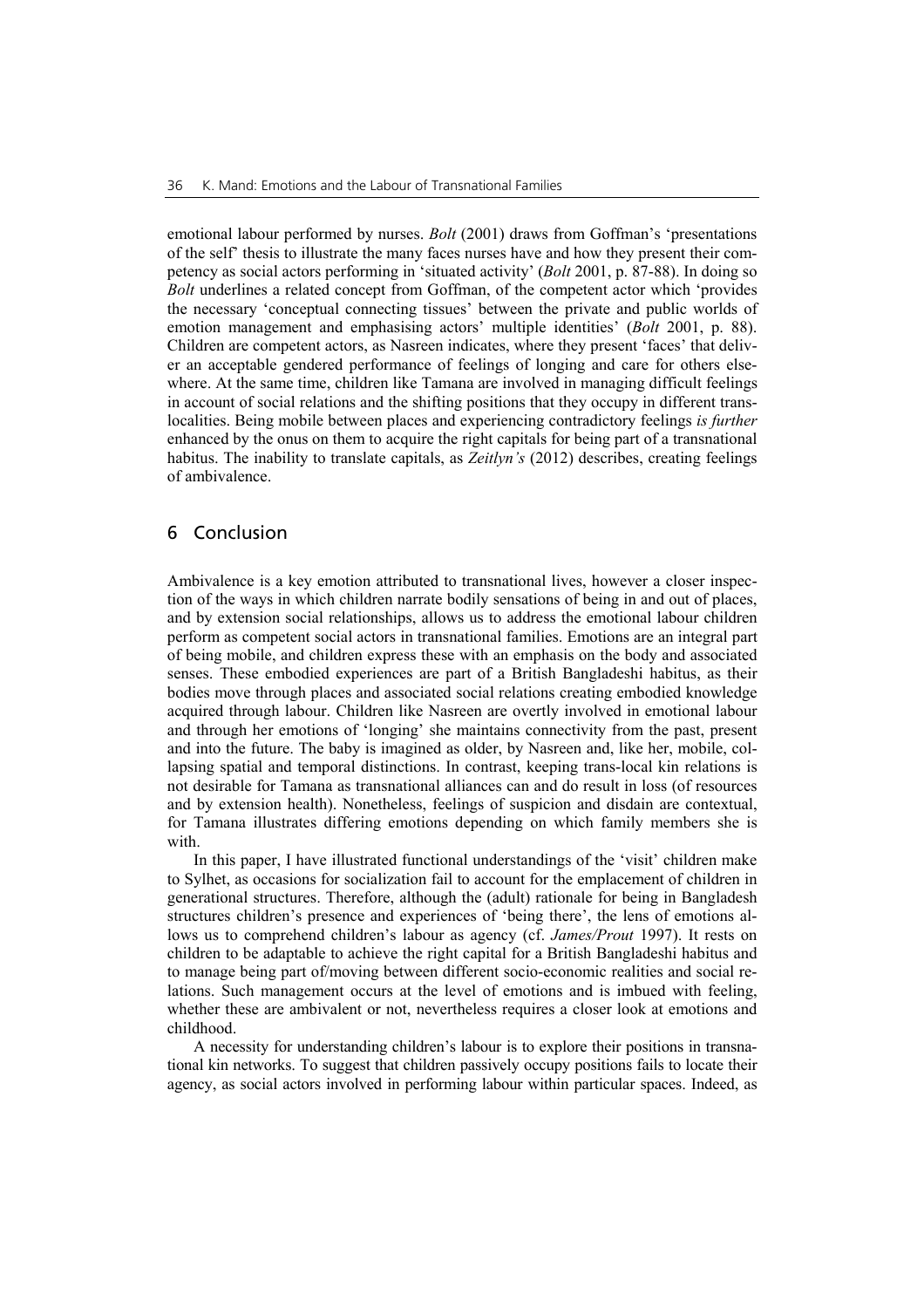emotional labour performed by nurses. *Bolt* (2001) draws from Goffman's 'presentations of the self' thesis to illustrate the many faces nurses have and how they present their competency as social actors performing in 'situated activity' (*Bolt* 2001, p. 87-88). In doing so *Bolt* underlines a related concept from Goffman, of the competent actor which 'provides the necessary 'conceptual connecting tissues' between the private and public worlds of emotion management and emphasising actors' multiple identities' (*Bolt* 2001, p. 88). Children are competent actors, as Nasreen indicates, where they present 'faces' that deliver an acceptable gendered performance of feelings of longing and care for others elsewhere. At the same time, children like Tamana are involved in managing difficult feelings in account of social relations and the shifting positions that they occupy in different translocalities. Being mobile between places and experiencing contradictory feelings *is further* enhanced by the onus on them to acquire the right capitals for being part of a transnational habitus. The inability to translate capitals, as *Zeitlyn's* (2012) describes, creating feelings of ambivalence.

## 6 Conclusion

Ambivalence is a key emotion attributed to transnational lives, however a closer inspection of the ways in which children narrate bodily sensations of being in and out of places, and by extension social relationships, allows us to address the emotional labour children perform as competent social actors in transnational families. Emotions are an integral part of being mobile, and children express these with an emphasis on the body and associated senses. These embodied experiences are part of a British Bangladeshi habitus, as their bodies move through places and associated social relations creating embodied knowledge acquired through labour. Children like Nasreen are overtly involved in emotional labour and through her emotions of 'longing' she maintains connectivity from the past, present and into the future. The baby is imagined as older, by Nasreen and, like her, mobile, collapsing spatial and temporal distinctions. In contrast, keeping trans-local kin relations is not desirable for Tamana as transnational alliances can and do result in loss (of resources and by extension health). Nonetheless, feelings of suspicion and disdain are contextual, for Tamana illustrates differing emotions depending on which family members she is with.

In this paper, I have illustrated functional understandings of the 'visit' children make to Sylhet, as occasions for socialization fail to account for the emplacement of children in generational structures. Therefore, although the (adult) rationale for being in Bangladesh structures children's presence and experiences of 'being there', the lens of emotions allows us to comprehend children's labour as agency (cf. *James/Prout* 1997). It rests on children to be adaptable to achieve the right capital for a British Bangladeshi habitus and to manage being part of/moving between different socio-economic realities and social relations. Such management occurs at the level of emotions and is imbued with feeling, whether these are ambivalent or not, nevertheless requires a closer look at emotions and childhood.

A necessity for understanding children's labour is to explore their positions in transnational kin networks. To suggest that children passively occupy positions fails to locate their agency, as social actors involved in performing labour within particular spaces. Indeed, as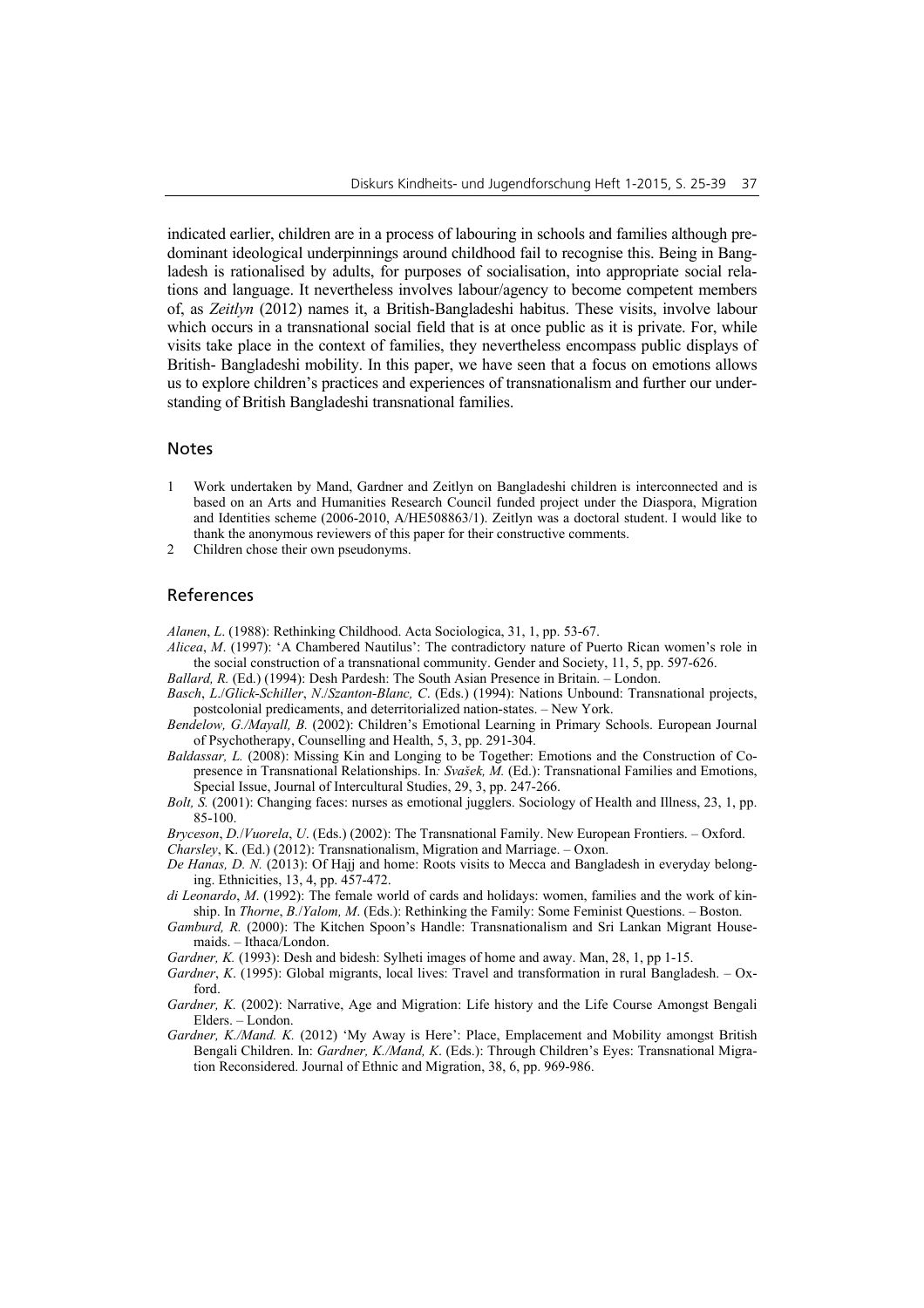indicated earlier, children are in a process of labouring in schools and families although predominant ideological underpinnings around childhood fail to recognise this. Being in Bangladesh is rationalised by adults, for purposes of socialisation, into appropriate social relations and language. It nevertheless involves labour/agency to become competent members of, as *Zeitlyn* (2012) names it, a British-Bangladeshi habitus. These visits, involve labour which occurs in a transnational social field that is at once public as it is private. For, while visits take place in the context of families, they nevertheless encompass public displays of British- Bangladeshi mobility. In this paper, we have seen that a focus on emotions allows us to explore children's practices and experiences of transnationalism and further our understanding of British Bangladeshi transnational families.

## Notes

1. Work undertaken by Mand, Gardner and Zeitlyn on Bangladeshi children is interconnected and is based on an Arts and Humanities Research Council funded project under the Diaspora, Migration and Identities scheme (2006-2010, A/HE508863/1). Zeitlyn was a doctoral student. I would like to thank the anonymous reviewers of this paper for their constructive comments.
2. Children chose their own pseudonyms.

## References

*Alanen*, *L*. (1988): Rethinking Childhood. Acta Sociologica, 31, 1, pp. 53-67.

*Alicea*, *M*. (1997): 'A Chambered Nautilus': The contradictory nature of Puerto Rican women's role in the social construction of a transnational community. Gender and Society, 11, 5, pp. 597-626.

*Ballard, R.* (Ed.) (1994): Desh Pardesh: The South Asian Presence in Britain. – London.

*Basch*, *L*./*Glick-Schiller*, *N*./*Szanton-Blanc, C*. (Eds.) (1994): Nations Unbound: Transnational projects, postcolonial predicaments, and deterritorialized nation-states. – New York.

*Bendelow, G./Mayall, B.* (2002): Children's Emotional Learning in Primary Schools. European Journal of Psychotherapy, Counselling and Health, 5, 3, pp. 291-304.

*Baldassar, L.* (2008): Missing Kin and Longing to be Together: Emotions and the Construction of Copresence in Transnational Relationships. In*: Svašek, M.* (Ed.): Transnational Families and Emotions, Special Issue, Journal of Intercultural Studies, 29, 3, pp. 247-266.

*Bolt, S.* (2001): Changing faces: nurses as emotional jugglers. Sociology of Health and Illness, 23, 1, pp. 85-100.

*Bryceson*, *D*./*Vuorela*, *U*. (Eds.) (2002): The Transnational Family. New European Frontiers. – Oxford.

*Charsley*, K. (Ed.) (2012): Transnationalism, Migration and Marriage. – Oxon.

*De Hanas, D. N.* (2013): Of Hajj and home: Roots visits to Mecca and Bangladesh in everyday belonging. Ethnicities, 13, 4, pp. 457-472.

*di Leonardo*, *M*. (1992): The female world of cards and holidays: women, families and the work of kinship. In *Thorne*, *B*./*Yalom, M*. (Eds.): Rethinking the Family: Some Feminist Questions. – Boston.

*Gamburd, R.* (2000): The Kitchen Spoon's Handle: Transnationalism and Sri Lankan Migrant Housemaids. – Ithaca/London.

*Gardner, K.* (1993): Desh and bidesh: Sylheti images of home and away. Man, 28, 1, pp 1-15.

*Gardner*, *K*. (1995): Global migrants, local lives: Travel and transformation in rural Bangladesh. – Oxford.

*Gardner, K.* (2002): Narrative, Age and Migration: Life history and the Life Course Amongst Bengali Elders. – London.

*Gardner, K./Mand. K.* (2012) 'My Away is Here': Place, Emplacement and Mobility amongst British Bengali Children. In: *Gardner, K./Mand, K*. (Eds.): Through Children's Eyes: Transnational Migration Reconsidered. Journal of Ethnic and Migration, 38, 6, pp. 969-986.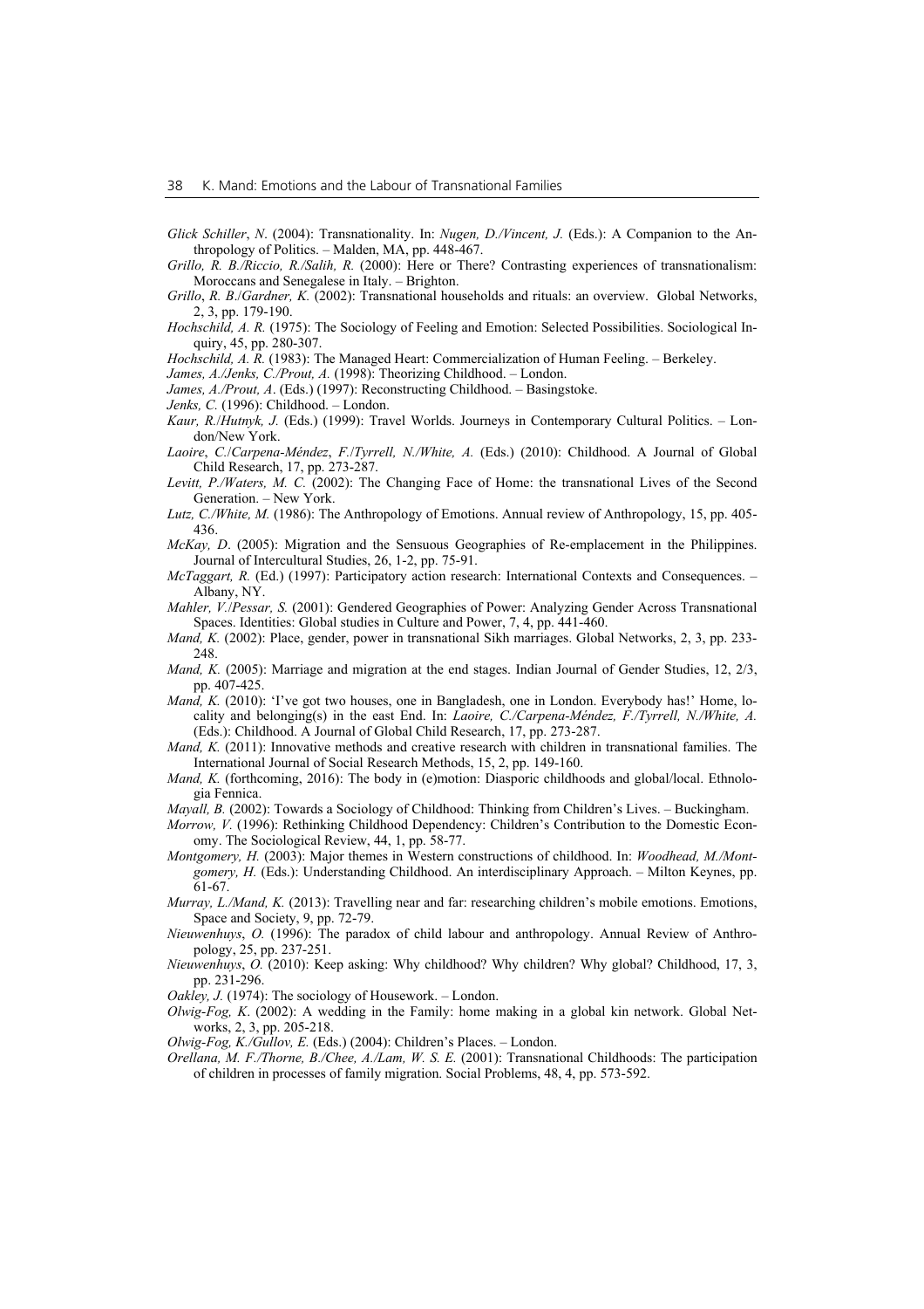*Glick Schiller*, *N*. (2004): Transnationality. In: *Nugen, D./Vincent, J.* (Eds.): A Companion to the Anthropology of Politics. – Malden, MA, pp. 448-467.

*Grillo, R. B./Riccio, R./Salih, R.* (2000): Here or There? Contrasting experiences of transnationalism: Moroccans and Senegalese in Italy. – Brighton.

*Grillo*, *R. B*./*Gardner, K.* (2002): Transnational households and rituals: an overview. Global Networks, 2, 3, pp. 179-190.

*Hochschild, A. R.* (1975): The Sociology of Feeling and Emotion: Selected Possibilities. Sociological Inquiry, 45, pp. 280-307.

*Hochschild, A. R.* (1983): The Managed Heart: Commercialization of Human Feeling. – Berkeley.

*James, A./Jenks, C./Prout, A.* (1998): Theorizing Childhood. – London.

*James, A./Prout, A*. (Eds.) (1997): Reconstructing Childhood. – Basingstoke.

*Jenks, C.* (1996): Childhood. – London.

*Kaur, R.*/*Hutnyk, J.* (Eds.) (1999): Travel Worlds. Journeys in Contemporary Cultural Politics. – London/New York.

*Laoire*, *C.*/*Carpena-Méndez*, *F.*/*Tyrrell, N./White, A.* (Eds.) (2010): Childhood. A Journal of Global Child Research, 17, pp. 273-287.

*Levitt, P./Waters, M. C.* (2002): The Changing Face of Home: the transnational Lives of the Second Generation. – New York.

*Lutz, C./White, M.* (1986): The Anthropology of Emotions. Annual review of Anthropology, 15, pp. 405-436.

*McKay, D*. (2005): Migration and the Sensuous Geographies of Re-emplacement in the Philippines. Journal of Intercultural Studies, 26, 1-2, pp. 75-91.

*McTaggart, R.* (Ed.) (1997): Participatory action research: International Contexts and Consequences. – Albany, NY.

*Mahler, V.*/*Pessar, S.* (2001): Gendered Geographies of Power: Analyzing Gender Across Transnational Spaces. Identities: Global studies in Culture and Power, 7, 4, pp. 441-460.

*Mand, K.* (2002): Place, gender, power in transnational Sikh marriages. Global Networks, 2, 3, pp. 233-248.

*Mand, K.* (2005): Marriage and migration at the end stages. Indian Journal of Gender Studies, 12, 2/3, pp. 407-425.

*Mand, K.* (2010): 'I've got two houses, one in Bangladesh, one in London. Everybody has!' Home, locality and belonging(s) in the east End. In: *Laoire, C./Carpena-Méndez, F./Tyrrell, N./White, A.* (Eds.): Childhood. A Journal of Global Child Research, 17, pp. 273-287.

*Mand, K.* (2011): Innovative methods and creative research with children in transnational families. The International Journal of Social Research Methods, 15, 2, pp. 149-160.

*Mand, K.* (forthcoming, 2016): The body in (e)motion: Diasporic childhoods and global/local. Ethnologia Fennica.

*Mayall, B.* (2002): Towards a Sociology of Childhood: Thinking from Children's Lives. – Buckingham.

*Morrow, V.* (1996): Rethinking Childhood Dependency: Children's Contribution to the Domestic Economy. The Sociological Review, 44, 1, pp. 58-77.

*Montgomery, H.* (2003): Major themes in Western constructions of childhood. In: *Woodhead, M./Montgomery, H.* (Eds.): Understanding Childhood. An interdisciplinary Approach. – Milton Keynes, pp. 61-67.

*Murray, L./Mand, K.* (2013): Travelling near and far: researching children's mobile emotions. Emotions, Space and Society, 9, pp. 72-79.

*Nieuwenhuys*, *O.* (1996): The paradox of child labour and anthropology. Annual Review of Anthropology, 25, pp. 237-251.

*Nieuwenhuys*, *O.* (2010): Keep asking: Why childhood? Why children? Why global? Childhood, 17, 3, pp. 231-296.

*Oakley, J.* (1974): The sociology of Housework. – London.

*Olwig-Fog, K*. (2002): A wedding in the Family: home making in a global kin network. Global Networks, 2, 3, pp. 205-218.

*Olwig-Fog, K./Gullov, E.* (Eds.) (2004): Children's Places. – London.

*Orellana, M. F./Thorne, B./Chee, A./Lam, W. S. E.* (2001): Transnational Childhoods: The participation of children in processes of family migration. Social Problems, 48, 4, pp. 573-592.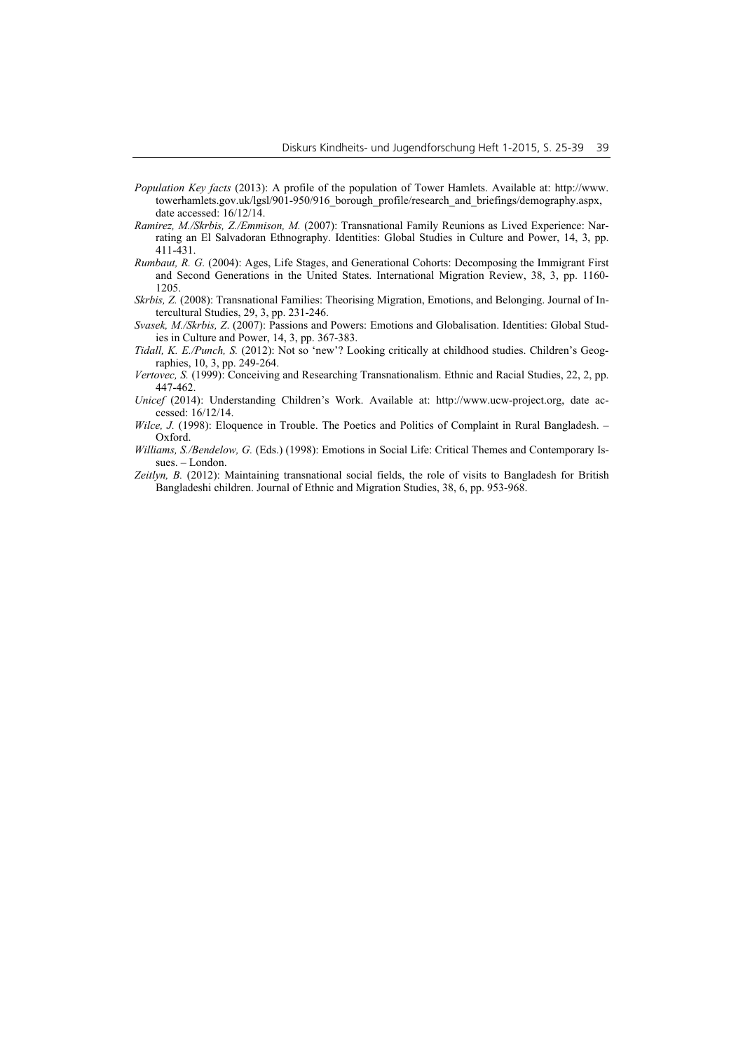*Population Key facts* (2013): A profile of the population of Tower Hamlets. Available at: http://www.towerhamlets.gov.uk/lgsl/901-950/916_borough_profile/research_and_briefings/demography.aspx, date accessed: 16/12/14.

*Ramirez, M./Skrbis, Z./Emmison, M.* (2007): Transnational Family Reunions as Lived Experience: Narrating an El Salvadoran Ethnography. Identities: Global Studies in Culture and Power, 14, 3, pp. 411-431.

*Rumbaut, R. G.* (2004): Ages, Life Stages, and Generational Cohorts: Decomposing the Immigrant First and Second Generations in the United States. International Migration Review, 38, 3, pp. 1160-1205.

*Skrbis, Z.* (2008): Transnational Families: Theorising Migration, Emotions, and Belonging. Journal of Intercultural Studies, 29, 3, pp. 231-246.

*Svasek, M./Skrbis, Z.* (2007): Passions and Powers: Emotions and Globalisation. Identities: Global Studies in Culture and Power, 14, 3, pp. 367-383.

*Tidall, K. E./Punch, S.* (2012): Not so 'new'? Looking critically at childhood studies. Children's Geographies, 10, 3, pp. 249-264.

*Vertovec, S.* (1999): Conceiving and Researching Transnationalism. Ethnic and Racial Studies, 22, 2, pp. 447-462.

*Unicef* (2014): Understanding Children's Work. Available at: http://www.ucw-project.org, date accessed: 16/12/14.

*Wilce, J.* (1998): Eloquence in Trouble. The Poetics and Politics of Complaint in Rural Bangladesh. – Oxford.

*Williams, S./Bendelow, G.* (Eds.) (1998): Emotions in Social Life: Critical Themes and Contemporary Issues. – London.

*Zeitlyn, B.* (2012): Maintaining transnational social fields, the role of visits to Bangladesh for British Bangladeshi children. Journal of Ethnic and Migration Studies, 38, 6, pp. 953-968.